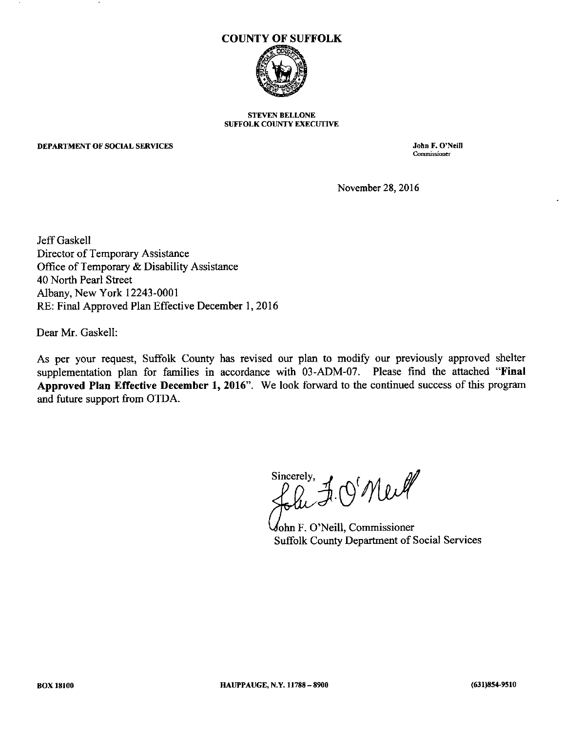# COUNTY OF SUFFOLK

**STEVEN BELLONE**
**SUFFOLK COUNTY EXECUTIVE**

**DEPARTMENT OF SOCIAL SERVICES**

**John F. O'Neill**
Commissioner

November 28, 2016

Jeff Gaskell
Director of Temporary Assistance
Office of Temporary & Disability Assistance
40 North Pearl Street
Albany, New York 12243-0001
RE: Final Approved Plan Effective December 1, 2016

Dear Mr. Gaskell:

As per your request, Suffolk County has revised our plan to modify our previously approved shelter supplementation plan for families in accordance with 03-ADM-07. Please find the attached "**Final Approved Plan Effective December 1, 2016**". We look forward to the continued success of this program and future support from OTDA.

Sincerely,

John F. O'Neill, Commissioner
Suffolk County Department of Social Services

**BOX 18100** **HAUPPAUGE, N.Y. 11788 – 8900** **(631)854-9510**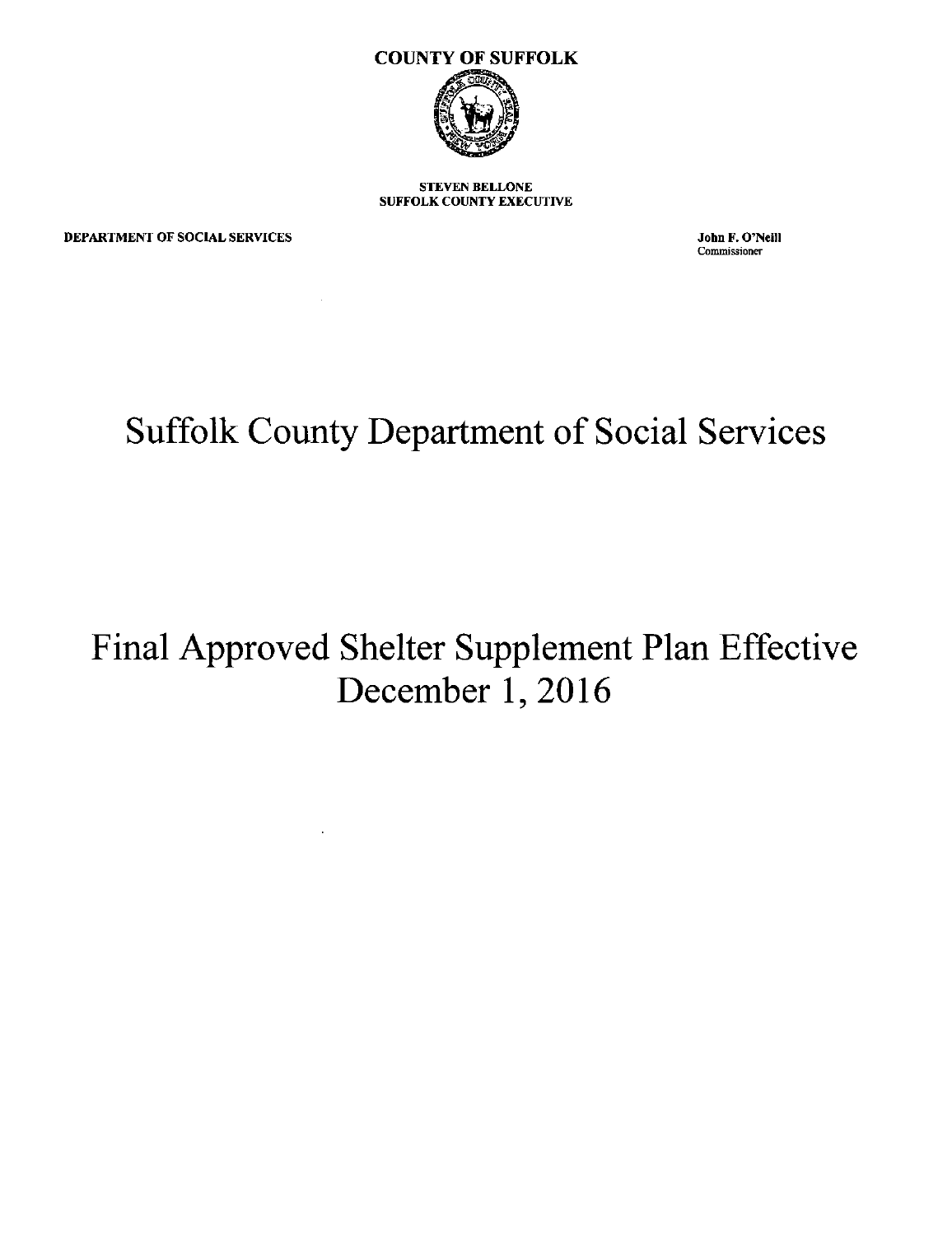**COUNTY OF SUFFOLK**

**STEVEN BELLONE**
**SUFFOLK COUNTY EXECUTIVE**

**DEPARTMENT OF SOCIAL SERVICES**

**John F. O'Neill**
Commissioner

# Suffolk County Department of Social Services

# Final Approved Shelter Supplement Plan Effective December 1, 2016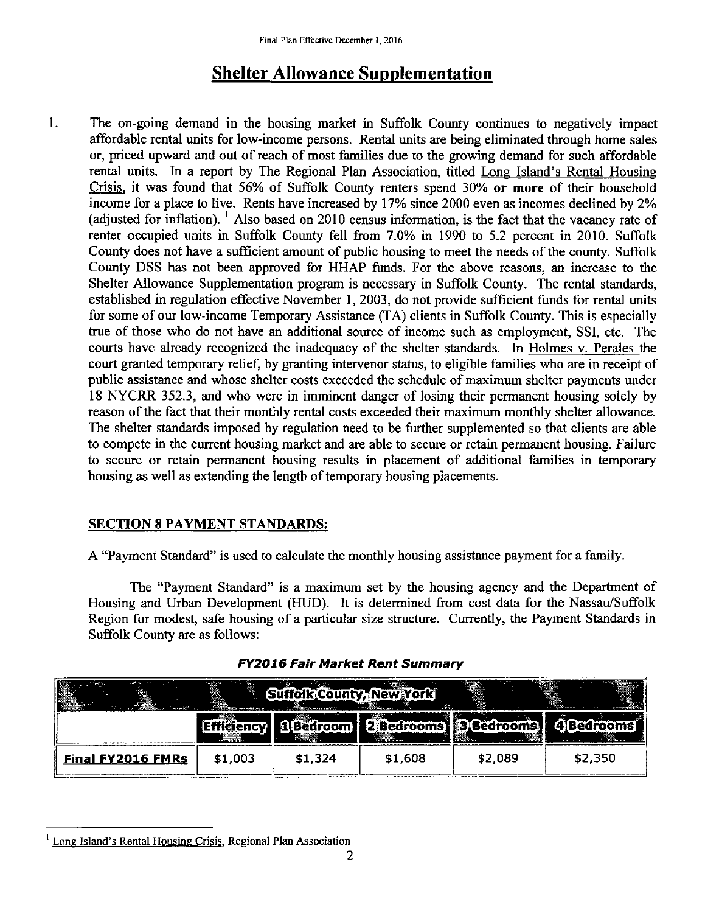# Shelter Allowance Supplementation

1. The on-going demand in the housing market in Suffolk County continues to negatively impact affordable rental units for low-income persons. Rental units are being eliminated through home sales or, priced upward and out of reach of most families due to the growing demand for such affordable rental units. In a report by The Regional Plan Association, titled Long Island's Rental Housing Crisis, it was found that 56% of Suffolk County renters spend 30% **or more** of their household income for a place to live. Rents have increased by 17% since 2000 even as incomes declined by 2% (adjusted for inflation). [1] Also based on 2010 census information, is the fact that the vacancy rate of renter occupied units in Suffolk County fell from 7.0% in 1990 to 5.2 percent in 2010. Suffolk County does not have a sufficient amount of public housing to meet the needs of the county. Suffolk County DSS has not been approved for HHAP funds. For the above reasons, an increase to the Shelter Allowance Supplementation program is necessary in Suffolk County. The rental standards, established in regulation effective November 1, 2003, do not provide sufficient funds for rental units for some of our low-income Temporary Assistance (TA) clients in Suffolk County. This is especially true of those who do not have an additional source of income such as employment, SSI, etc. The courts have already recognized the inadequacy of the shelter standards. In Holmes v. Perales the court granted temporary relief, by granting intervenor status, to eligible families who are in receipt of public assistance and whose shelter costs exceeded the schedule of maximum shelter payments under 18 NYCRR 352.3, and who were in imminent danger of losing their permanent housing solely by reason of the fact that their monthly rental costs exceeded their maximum monthly shelter allowance. The shelter standards imposed by regulation need to be further supplemented so that clients are able to compete in the current housing market and are able to secure or retain permanent housing. Failure to secure or retain permanent housing results in placement of additional families in temporary housing as well as extending the length of temporary housing placements.

## SECTION 8 PAYMENT STANDARDS:

A "Payment Standard" is used to calculate the monthly housing assistance payment for a family.

The "Payment Standard" is a maximum set by the housing agency and the Department of Housing and Urban Development (HUD). It is determined from cost data for the Nassau/Suffolk Region for modest, safe housing of a particular size structure. Currently, the Payment Standards in Suffolk County are as follows:

***FY2016 Fair Market Rent Summary***

| Suffolk County, New York | | | | | |
|---|---|---|---|---|---|
| | Efficiency | 1 Bedroom | 2 Bedrooms | 3 Bedrooms | 4 Bedrooms |
| **Final FY2016 FMRs** | $1,003 | $1,324 | $1,608 | $2,089 | $2,350 |

[1] Long Island's Rental Housing Crisis, Regional Plan Association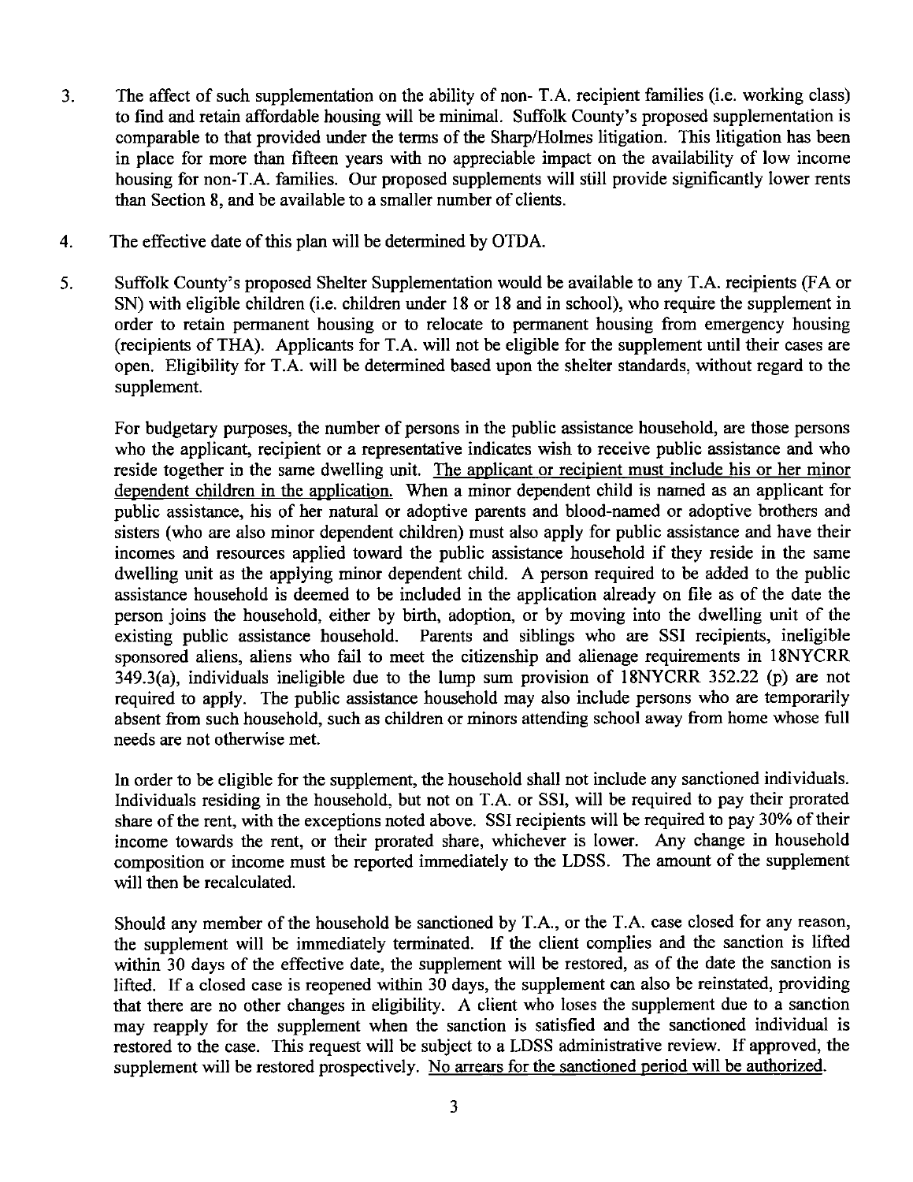3. The affect of such supplementation on the ability of non- T.A. recipient families (i.e. working class) to find and retain affordable housing will be minimal. Suffolk County's proposed supplementation is comparable to that provided under the terms of the Sharp/Holmes litigation. This litigation has been in place for more than fifteen years with no appreciable impact on the availability of low income housing for non-T.A. families. Our proposed supplements will still provide significantly lower rents than Section 8, and be available to a smaller number of clients.

4. The effective date of this plan will be determined by OTDA.

5. Suffolk County's proposed Shelter Supplementation would be available to any T.A. recipients (FA or SN) with eligible children (i.e. children under 18 or 18 and in school), who require the supplement in order to retain permanent housing or to relocate to permanent housing from emergency housing (recipients of THA). Applicants for T.A. will not be eligible for the supplement until their cases are open. Eligibility for T.A. will be determined based upon the shelter standards, without regard to the supplement.

   For budgetary purposes, the number of persons in the public assistance household, are those persons who the applicant, recipient or a representative indicates wish to receive public assistance and who reside together in the same dwelling unit. <u>The applicant or recipient must include his or her minor dependent children in the application.</u> When a minor dependent child is named as an applicant for public assistance, his of her natural or adoptive parents and blood-named or adoptive brothers and sisters (who are also minor dependent children) must also apply for public assistance and have their incomes and resources applied toward the public assistance household if they reside in the same dwelling unit as the applying minor dependent child. A person required to be added to the public assistance household is deemed to be included in the application already on file as of the date the person joins the household, either by birth, adoption, or by moving into the dwelling unit of the existing public assistance household. Parents and siblings who are SSI recipients, ineligible sponsored aliens, aliens who fail to meet the citizenship and alienage requirements in 18NYCRR 349.3(a), individuals ineligible due to the lump sum provision of 18NYCRR 352.22 (p) are not required to apply. The public assistance household may also include persons who are temporarily absent from such household, such as children or minors attending school away from home whose full needs are not otherwise met.

   In order to be eligible for the supplement, the household shall not include any sanctioned individuals. Individuals residing in the household, but not on T.A. or SSI, will be required to pay their prorated share of the rent, with the exceptions noted above. SSI recipients will be required to pay 30% of their income towards the rent, or their prorated share, whichever is lower. Any change in household composition or income must be reported immediately to the LDSS. The amount of the supplement will then be recalculated.

   Should any member of the household be sanctioned by T.A., or the T.A. case closed for any reason, the supplement will be immediately terminated. If the client complies and the sanction is lifted within 30 days of the effective date, the supplement will be restored, as of the date the sanction is lifted. If a closed case is reopened within 30 days, the supplement can also be reinstated, providing that there are no other changes in eligibility. A client who loses the supplement due to a sanction may reapply for the supplement when the sanction is satisfied and the sanctioned individual is restored to the case. This request will be subject to a LDSS administrative review. If approved, the supplement will be restored prospectively. <u>No arrears for the sanctioned period will be authorized</u>.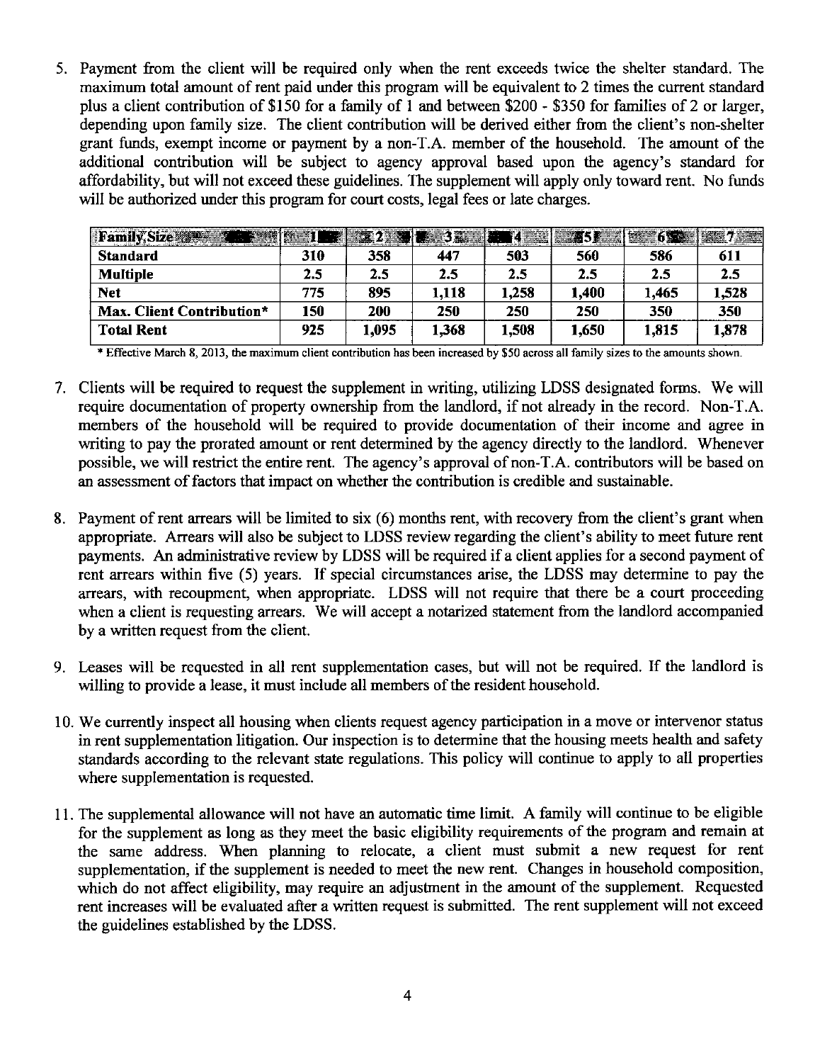5. Payment from the client will be required only when the rent exceeds twice the shelter standard. The maximum total amount of rent paid under this program will be equivalent to 2 times the current standard plus a client contribution of $150 for a family of 1 and between $200 - $350 for families of 2 or larger, depending upon family size. The client contribution will be derived either from the client's non-shelter grant funds, exempt income or payment by a non-T.A. member of the household. The amount of the additional contribution will be subject to agency approval based upon the agency's standard for affordability, but will not exceed these guidelines. The supplement will apply only toward rent. No funds will be authorized under this program for court costs, legal fees or late charges.

| Family Size | 1 | 2 | 3 | 4 | 5 | 6 | 7 |
|---|---|---|---|---|---|---|---|
| **Standard** | 310 | 358 | 447 | 503 | 560 | 586 | 611 |
| **Multiple** | 2.5 | 2.5 | 2.5 | 2.5 | 2.5 | 2.5 | 2.5 |
| **Net** | 775 | 895 | 1,118 | 1,258 | 1,400 | 1,465 | 1,528 |
| **Max. Client Contribution*** | 150 | 200 | 250 | 250 | 250 | 350 | 350 |
| **Total Rent** | 925 | 1,095 | 1,368 | 1,508 | 1,650 | 1,815 | 1,878 |

* Effective March 8, 2013, the maximum client contribution has been increased by $50 across all family sizes to the amounts shown.

7. Clients will be required to request the supplement in writing, utilizing LDSS designated forms. We will require documentation of property ownership from the landlord, if not already in the record. Non-T.A. members of the household will be required to provide documentation of their income and agree in writing to pay the prorated amount or rent determined by the agency directly to the landlord. Whenever possible, we will restrict the entire rent. The agency's approval of non-T.A. contributors will be based on an assessment of factors that impact on whether the contribution is credible and sustainable.

8. Payment of rent arrears will be limited to six (6) months rent, with recovery from the client's grant when appropriate. Arrears will also be subject to LDSS review regarding the client's ability to meet future rent payments. An administrative review by LDSS will be required if a client applies for a second payment of rent arrears within five (5) years. If special circumstances arise, the LDSS may determine to pay the arrears, with recoupment, when appropriate. LDSS will not require that there be a court proceeding when a client is requesting arrears. We will accept a notarized statement from the landlord accompanied by a written request from the client.

9. Leases will be requested in all rent supplementation cases, but will not be required. If the landlord is willing to provide a lease, it must include all members of the resident household.

10. We currently inspect all housing when clients request agency participation in a move or intervenor status in rent supplementation litigation. Our inspection is to determine that the housing meets health and safety standards according to the relevant state regulations. This policy will continue to apply to all properties where supplementation is requested.

11. The supplemental allowance will not have an automatic time limit. A family will continue to be eligible for the supplement as long as they meet the basic eligibility requirements of the program and remain at the same address. When planning to relocate, a client must submit a new request for rent supplementation, if the supplement is needed to meet the new rent. Changes in household composition, which do not affect eligibility, may require an adjustment in the amount of the supplement. Requested rent increases will be evaluated after a written request is submitted. The rent supplement will not exceed the guidelines established by the LDSS.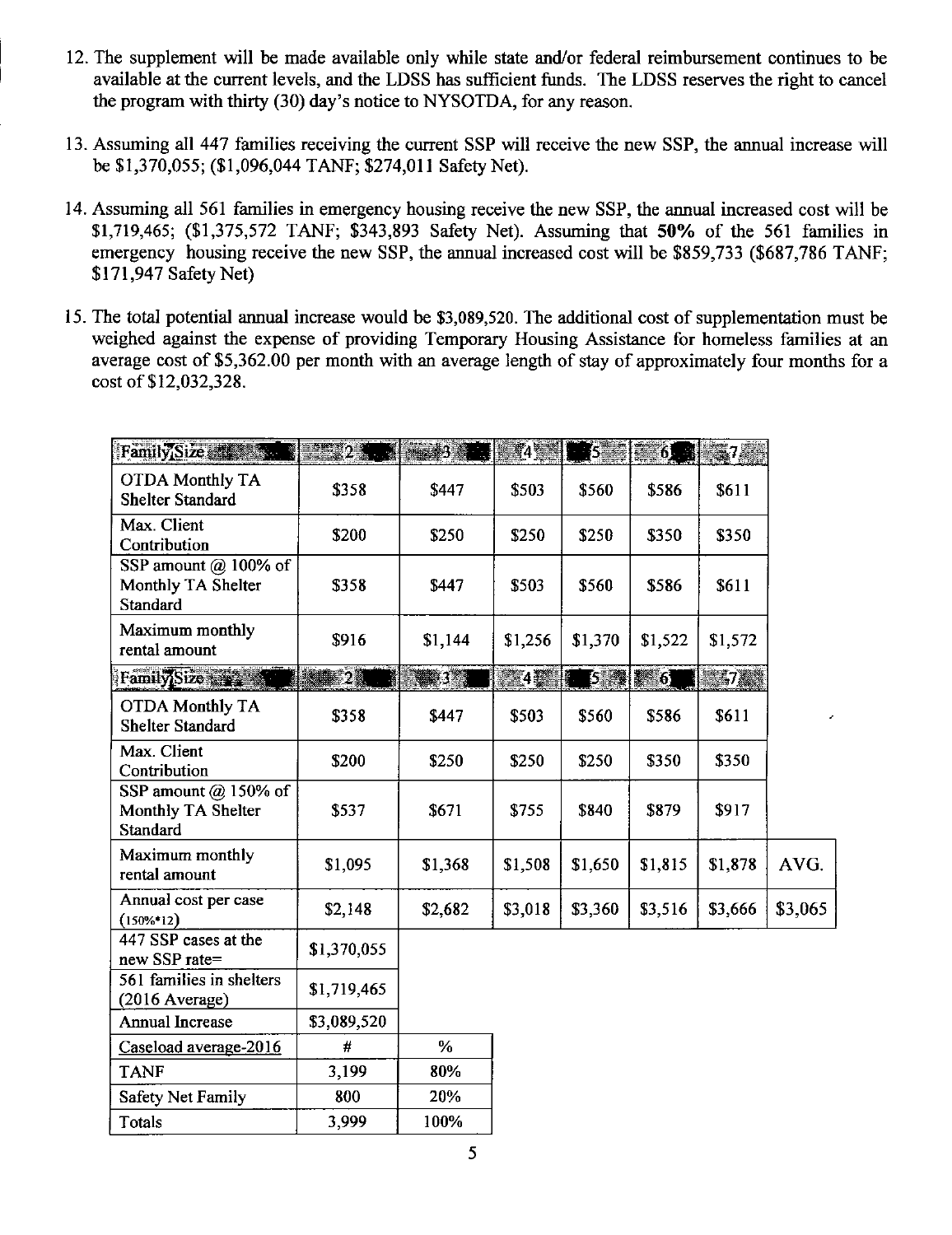12. The supplement will be made available only while state and/or federal reimbursement continues to be available at the current levels, and the LDSS has sufficient funds. The LDSS reserves the right to cancel the program with thirty (30) day's notice to NYSOTDA, for any reason.

13. Assuming all 447 families receiving the current SSP will receive the new SSP, the annual increase will be $1,370,055; ($1,096,044 TANF; $274,011 Safety Net).

14. Assuming all 561 families in emergency housing receive the new SSP, the annual increased cost will be $1,719,465; ($1,375,572 TANF; $343,893 Safety Net). Assuming that **50%** of the 561 families in emergency housing receive the new SSP, the annual increased cost will be $859,733 ($687,786 TANF; $171,947 Safety Net)

15. The total potential annual increase would be $3,089,520. The additional cost of supplementation must be weighed against the expense of providing Temporary Housing Assistance for homeless families at an average cost of $5,362.00 per month with an average length of stay of approximately four months for a cost of $12,032,328.

| Family Size | 2 | 3 | 4 | 5 | 6 | 7 | |
|---|---|---|---|---|---|---|---|
| OTDA Monthly TA Shelter Standard | $358 | $447 | $503 | $560 | $586 | $611 | |
| Max. Client Contribution | $200 | $250 | $250 | $250 | $350 | $350 | |
| SSP amount @ 100% of Monthly TA Shelter Standard | $358 | $447 | $503 | $560 | $586 | $611 | |
| Maximum monthly rental amount | $916 | $1,144 | $1,256 | $1,370 | $1,522 | $1,572 | |
| Family Size | 2 | 3 | 4 | 5 | 6 | 7 | |
| OTDA Monthly TA Shelter Standard | $358 | $447 | $503 | $560 | $586 | $611 | |
| Max. Client Contribution | $200 | $250 | $250 | $250 | $350 | $350 | |
| SSP amount @ 150% of Monthly TA Shelter Standard | $537 | $671 | $755 | $840 | $879 | $917 | |
| Maximum monthly rental amount | $1,095 | $1,368 | $1,508 | $1,650 | $1,815 | $1,878 | AVG. |
| Annual cost per case (150%*12) | $2,148 | $2,682 | $3,018 | $3,360 | $3,516 | $3,666 | $3,065 |
| 447 SSP cases at the new SSP rate= | $1,370,055 | | | | | | |
| 561 families in shelters (2016 Average) | $1,719,465 | | | | | | |
| Annual Increase | $3,089,520 | | | | | | |

| Caseload average-2016 | # | % |
|---|---|---|
| TANF | 3,199 | 80% |
| Safety Net Family | 800 | 20% |
| Totals | 3,999 | 100% |